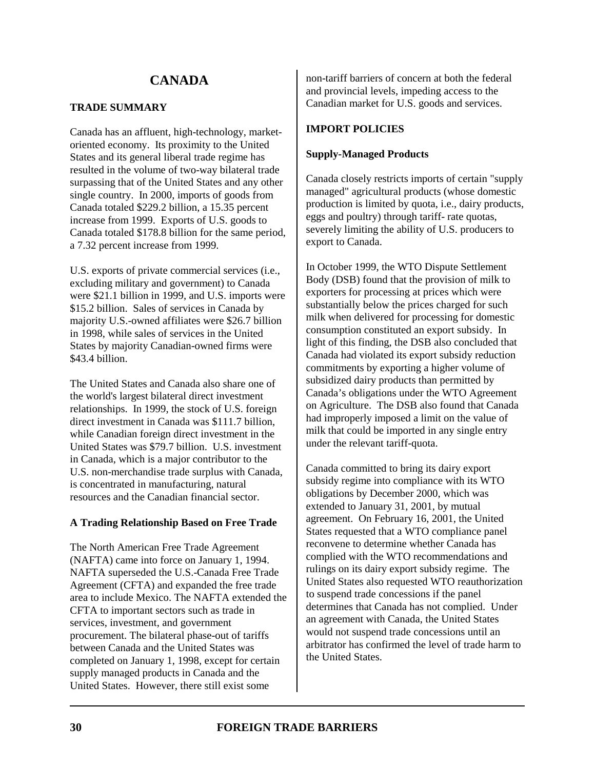# CANADA

## TRADE SUMMARY

Canada has an affluent, high-technology, market-oriented economy. Its proximity to the United States and its general liberal trade regime has resulted in the volume of two-way bilateral trade surpassing that of the United States and any other single country. In 2000, imports of goods from Canada totaled $229.2 billion, a 15.35 percent increase from 1999. Exports of U.S. goods to Canada totaled $178.8 billion for the same period, a 7.32 percent increase from 1999.

U.S. exports of private commercial services (i.e., excluding military and government) to Canada were $21.1 billion in 1999, and U.S. imports were $15.2 billion. Sales of services in Canada by majority U.S.-owned affiliates were $26.7 billion in 1998, while sales of services in the United States by majority Canadian-owned firms were $43.4 billion.

The United States and Canada also share one of the world's largest bilateral direct investment relationships. In 1999, the stock of U.S. foreign direct investment in Canada was $111.7 billion, while Canadian foreign direct investment in the United States was $79.7 billion. U.S. investment in Canada, which is a major contributor to the U.S. non-merchandise trade surplus with Canada, is concentrated in manufacturing, natural resources and the Canadian financial sector.

### A Trading Relationship Based on Free Trade

The North American Free Trade Agreement (NAFTA) came into force on January 1, 1994. NAFTA superseded the U.S.-Canada Free Trade Agreement (CFTA) and expanded the free trade area to include Mexico. The NAFTA extended the CFTA to important sectors such as trade in services, investment, and government procurement. The bilateral phase-out of tariffs between Canada and the United States was completed on January 1, 1998, except for certain supply managed products in Canada and the United States. However, there still exist some non-tariff barriers of concern at both the federal and provincial levels, impeding access to the Canadian market for U.S. goods and services.

## IMPORT POLICIES

### Supply-Managed Products

Canada closely restricts imports of certain "supply managed" agricultural products (whose domestic production is limited by quota, i.e., dairy products, eggs and poultry) through tariff- rate quotas, severely limiting the ability of U.S. producers to export to Canada.

In October 1999, the WTO Dispute Settlement Body (DSB) found that the provision of milk to exporters for processing at prices which were substantially below the prices charged for such milk when delivered for processing for domestic consumption constituted an export subsidy. In light of this finding, the DSB also concluded that Canada had violated its export subsidy reduction commitments by exporting a higher volume of subsidized dairy products than permitted by Canada's obligations under the WTO Agreement on Agriculture. The DSB also found that Canada had improperly imposed a limit on the value of milk that could be imported in any single entry under the relevant tariff-quota.

Canada committed to bring its dairy export subsidy regime into compliance with its WTO obligations by December 2000, which was extended to January 31, 2001, by mutual agreement. On February 16, 2001, the United States requested that a WTO compliance panel reconvene to determine whether Canada has complied with the WTO recommendations and rulings on its dairy export subsidy regime. The United States also requested WTO reauthorization to suspend trade concessions if the panel determines that Canada has not complied. Under an agreement with Canada, the United States would not suspend trade concessions until an arbitrator has confirmed the level of trade harm to the United States.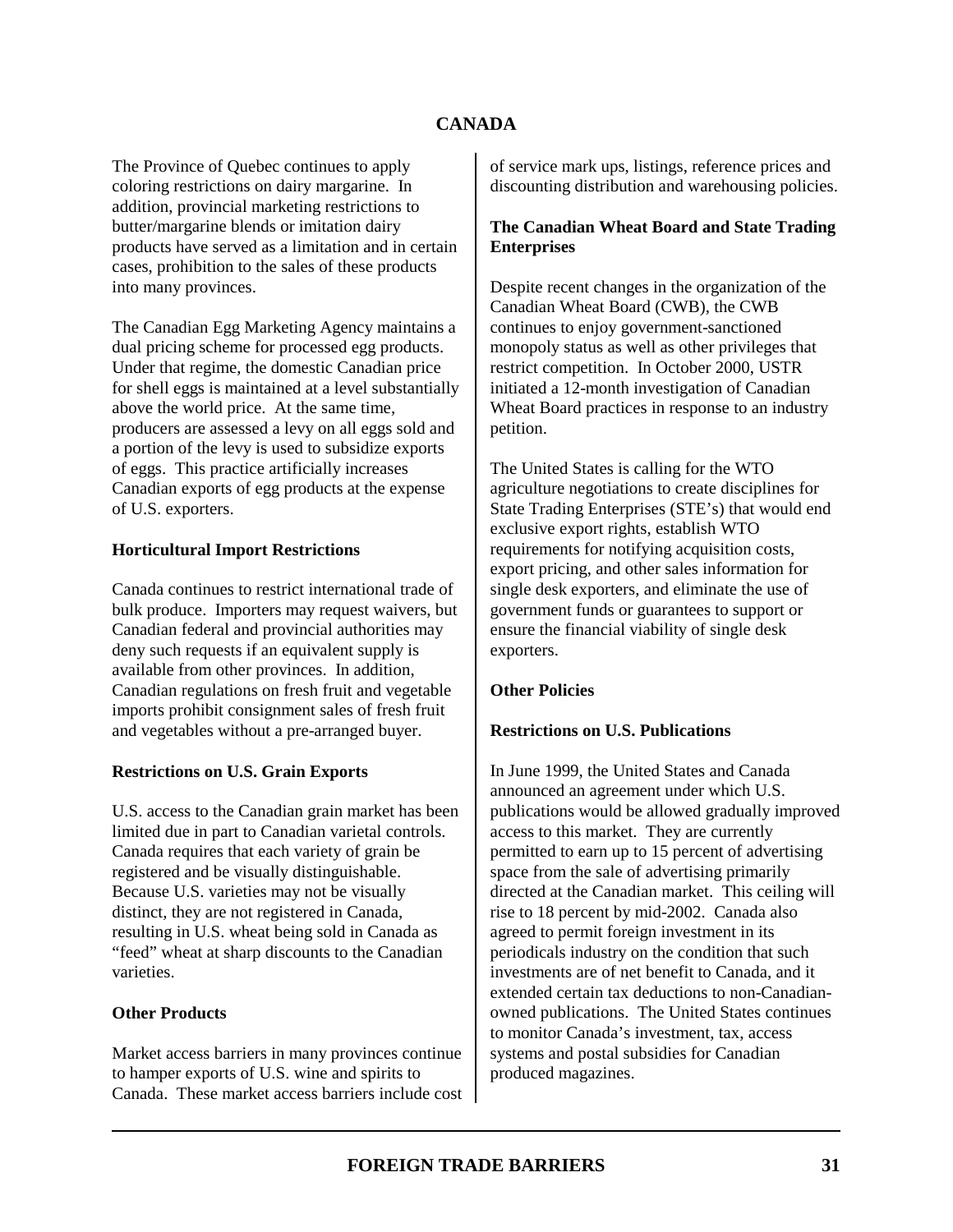The Province of Quebec continues to apply coloring restrictions on dairy margarine. In addition, provincial marketing restrictions to butter/margarine blends or imitation dairy products have served as a limitation and in certain cases, prohibition to the sales of these products into many provinces.

The Canadian Egg Marketing Agency maintains a dual pricing scheme for processed egg products. Under that regime, the domestic Canadian price for shell eggs is maintained at a level substantially above the world price. At the same time, producers are assessed a levy on all eggs sold and a portion of the levy is used to subsidize exports of eggs. This practice artificially increases Canadian exports of egg products at the expense of U.S. exporters.

**Horticultural Import Restrictions**

Canada continues to restrict international trade of bulk produce. Importers may request waivers, but Canadian federal and provincial authorities may deny such requests if an equivalent supply is available from other provinces. In addition, Canadian regulations on fresh fruit and vegetable imports prohibit consignment sales of fresh fruit and vegetables without a pre-arranged buyer.

**Restrictions on U.S. Grain Exports**

U.S. access to the Canadian grain market has been limited due in part to Canadian varietal controls. Canada requires that each variety of grain be registered and be visually distinguishable. Because U.S. varieties may not be visually distinct, they are not registered in Canada, resulting in U.S. wheat being sold in Canada as "feed" wheat at sharp discounts to the Canadian varieties.

**Other Products**

Market access barriers in many provinces continue to hamper exports of U.S. wine and spirits to Canada. These market access barriers include cost of service mark ups, listings, reference prices and discounting distribution and warehousing policies.

**The Canadian Wheat Board and State Trading Enterprises**

Despite recent changes in the organization of the Canadian Wheat Board (CWB), the CWB continues to enjoy government-sanctioned monopoly status as well as other privileges that restrict competition. In October 2000, USTR initiated a 12-month investigation of Canadian Wheat Board practices in response to an industry petition.

The United States is calling for the WTO agriculture negotiations to create disciplines for State Trading Enterprises (STE's) that would end exclusive export rights, establish WTO requirements for notifying acquisition costs, export pricing, and other sales information for single desk exporters, and eliminate the use of government funds or guarantees to support or ensure the financial viability of single desk exporters.

**Other Policies**

**Restrictions on U.S. Publications**

In June 1999, the United States and Canada announced an agreement under which U.S. publications would be allowed gradually improved access to this market. They are currently permitted to earn up to 15 percent of advertising space from the sale of advertising primarily directed at the Canadian market. This ceiling will rise to 18 percent by mid-2002. Canada also agreed to permit foreign investment in its periodicals industry on the condition that such investments are of net benefit to Canada, and it extended certain tax deductions to non-Canadian-owned publications. The United States continues to monitor Canada's investment, tax, access systems and postal subsidies for Canadian produced magazines.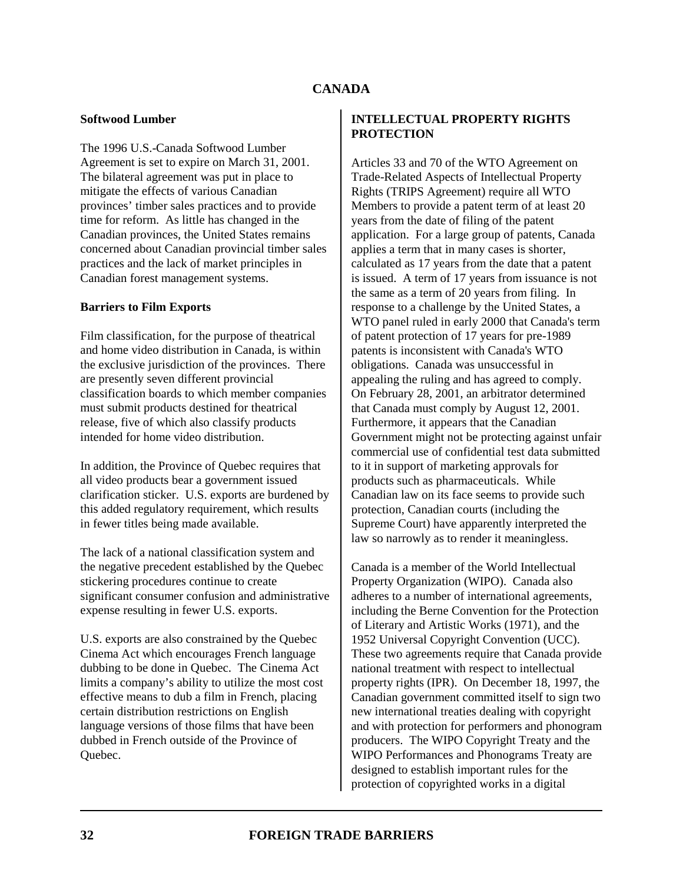## CANADA

### Softwood Lumber

The 1996 U.S.-Canada Softwood Lumber Agreement is set to expire on March 31, 2001. The bilateral agreement was put in place to mitigate the effects of various Canadian provinces' timber sales practices and to provide time for reform. As little has changed in the Canadian provinces, the United States remains concerned about Canadian provincial timber sales practices and the lack of market principles in Canadian forest management systems.

### Barriers to Film Exports

Film classification, for the purpose of theatrical and home video distribution in Canada, is within the exclusive jurisdiction of the provinces. There are presently seven different provincial classification boards to which member companies must submit products destined for theatrical release, five of which also classify products intended for home video distribution.

In addition, the Province of Quebec requires that all video products bear a government issued clarification sticker. U.S. exports are burdened by this added regulatory requirement, which results in fewer titles being made available.

The lack of a national classification system and the negative precedent established by the Quebec stickering procedures continue to create significant consumer confusion and administrative expense resulting in fewer U.S. exports.

U.S. exports are also constrained by the Quebec Cinema Act which encourages French language dubbing to be done in Quebec. The Cinema Act limits a company's ability to utilize the most cost effective means to dub a film in French, placing certain distribution restrictions on English language versions of those films that have been dubbed in French outside of the Province of Quebec.

## INTELLECTUAL PROPERTY RIGHTS PROTECTION

Articles 33 and 70 of the WTO Agreement on Trade-Related Aspects of Intellectual Property Rights (TRIPS Agreement) require all WTO Members to provide a patent term of at least 20 years from the date of filing of the patent application. For a large group of patents, Canada applies a term that in many cases is shorter, calculated as 17 years from the date that a patent is issued. A term of 17 years from issuance is not the same as a term of 20 years from filing. In response to a challenge by the United States, a WTO panel ruled in early 2000 that Canada's term of patent protection of 17 years for pre-1989 patents is inconsistent with Canada's WTO obligations. Canada was unsuccessful in appealing the ruling and has agreed to comply. On February 28, 2001, an arbitrator determined that Canada must comply by August 12, 2001. Furthermore, it appears that the Canadian Government might not be protecting against unfair commercial use of confidential test data submitted to it in support of marketing approvals for products such as pharmaceuticals. While Canadian law on its face seems to provide such protection, Canadian courts (including the Supreme Court) have apparently interpreted the law so narrowly as to render it meaningless.

Canada is a member of the World Intellectual Property Organization (WIPO). Canada also adheres to a number of international agreements, including the Berne Convention for the Protection of Literary and Artistic Works (1971), and the 1952 Universal Copyright Convention (UCC). These two agreements require that Canada provide national treatment with respect to intellectual property rights (IPR). On December 18, 1997, the Canadian government committed itself to sign two new international treaties dealing with copyright and with protection for performers and phonogram producers. The WIPO Copyright Treaty and the WIPO Performances and Phonograms Treaty are designed to establish important rules for the protection of copyrighted works in a digital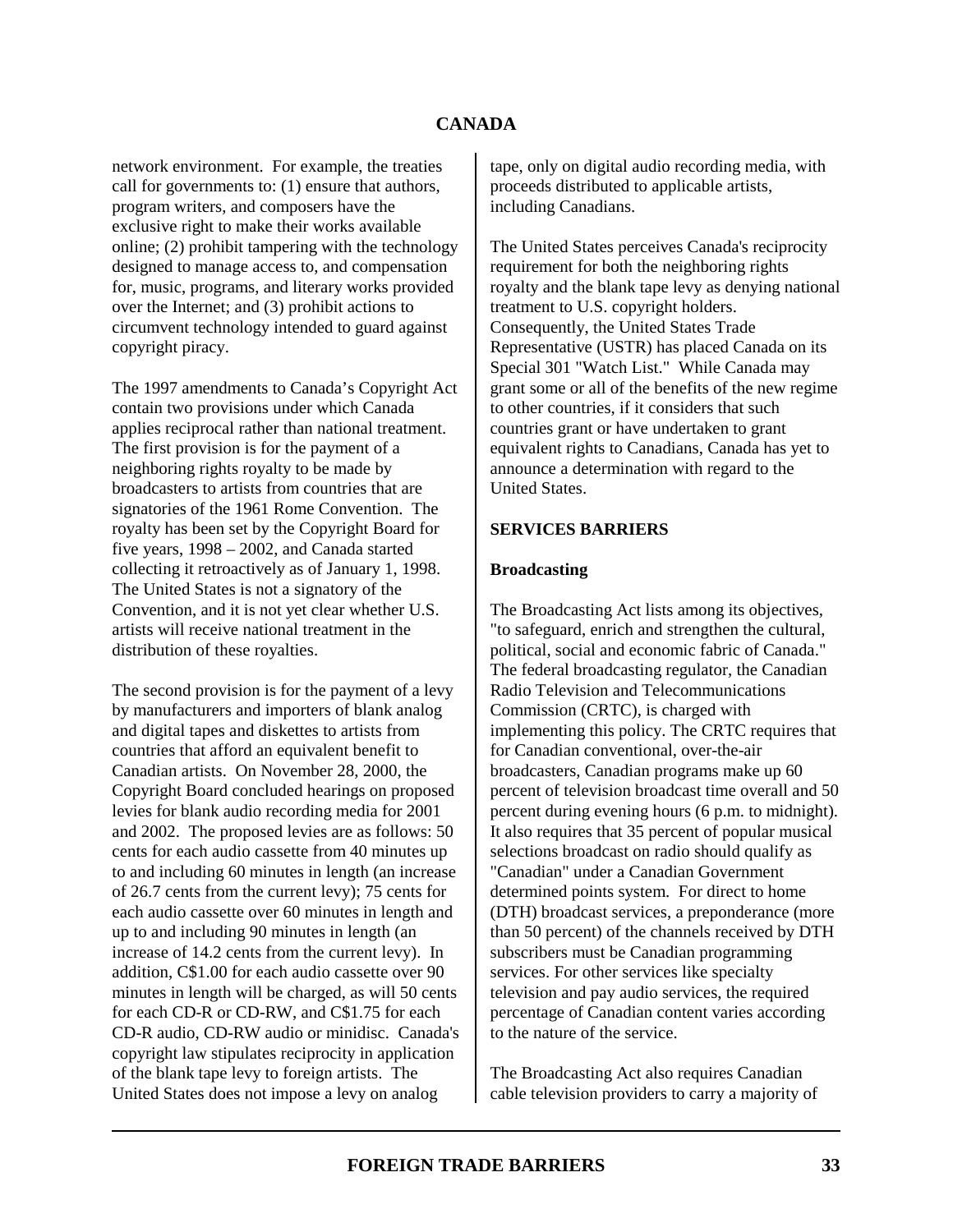network environment. For example, the treaties call for governments to: (1) ensure that authors, program writers, and composers have the exclusive right to make their works available online; (2) prohibit tampering with the technology designed to manage access to, and compensation for, music, programs, and literary works provided over the Internet; and (3) prohibit actions to circumvent technology intended to guard against copyright piracy.

The 1997 amendments to Canada's Copyright Act contain two provisions under which Canada applies reciprocal rather than national treatment. The first provision is for the payment of a neighboring rights royalty to be made by broadcasters to artists from countries that are signatories of the 1961 Rome Convention. The royalty has been set by the Copyright Board for five years, 1998 – 2002, and Canada started collecting it retroactively as of January 1, 1998. The United States is not a signatory of the Convention, and it is not yet clear whether U.S. artists will receive national treatment in the distribution of these royalties.

The second provision is for the payment of a levy by manufacturers and importers of blank analog and digital tapes and diskettes to artists from countries that afford an equivalent benefit to Canadian artists. On November 28, 2000, the Copyright Board concluded hearings on proposed levies for blank audio recording media for 2001 and 2002. The proposed levies are as follows: 50 cents for each audio cassette from 40 minutes up to and including 60 minutes in length (an increase of 26.7 cents from the current levy); 75 cents for each audio cassette over 60 minutes in length and up to and including 90 minutes in length (an increase of 14.2 cents from the current levy). In addition, C$1.00 for each audio cassette over 90 minutes in length will be charged, as will 50 cents for each CD-R or CD-RW, and C$1.75 for each CD-R audio, CD-RW audio or minidisc. Canada's copyright law stipulates reciprocity in application of the blank tape levy to foreign artists. The United States does not impose a levy on analog tape, only on digital audio recording media, with proceeds distributed to applicable artists, including Canadians.

The United States perceives Canada's reciprocity requirement for both the neighboring rights royalty and the blank tape levy as denying national treatment to U.S. copyright holders. Consequently, the United States Trade Representative (USTR) has placed Canada on its Special 301 "Watch List." While Canada may grant some or all of the benefits of the new regime to other countries, if it considers that such countries grant or have undertaken to grant equivalent rights to Canadians, Canada has yet to announce a determination with regard to the United States.

## SERVICES BARRIERS

### Broadcasting

The Broadcasting Act lists among its objectives, "to safeguard, enrich and strengthen the cultural, political, social and economic fabric of Canada." The federal broadcasting regulator, the Canadian Radio Television and Telecommunications Commission (CRTC), is charged with implementing this policy. The CRTC requires that for Canadian conventional, over-the-air broadcasters, Canadian programs make up 60 percent of television broadcast time overall and 50 percent during evening hours (6 p.m. to midnight). It also requires that 35 percent of popular musical selections broadcast on radio should qualify as "Canadian" under a Canadian Government determined points system. For direct to home (DTH) broadcast services, a preponderance (more than 50 percent) of the channels received by DTH subscribers must be Canadian programming services. For other services like specialty television and pay audio services, the required percentage of Canadian content varies according to the nature of the service.

The Broadcasting Act also requires Canadian cable television providers to carry a majority of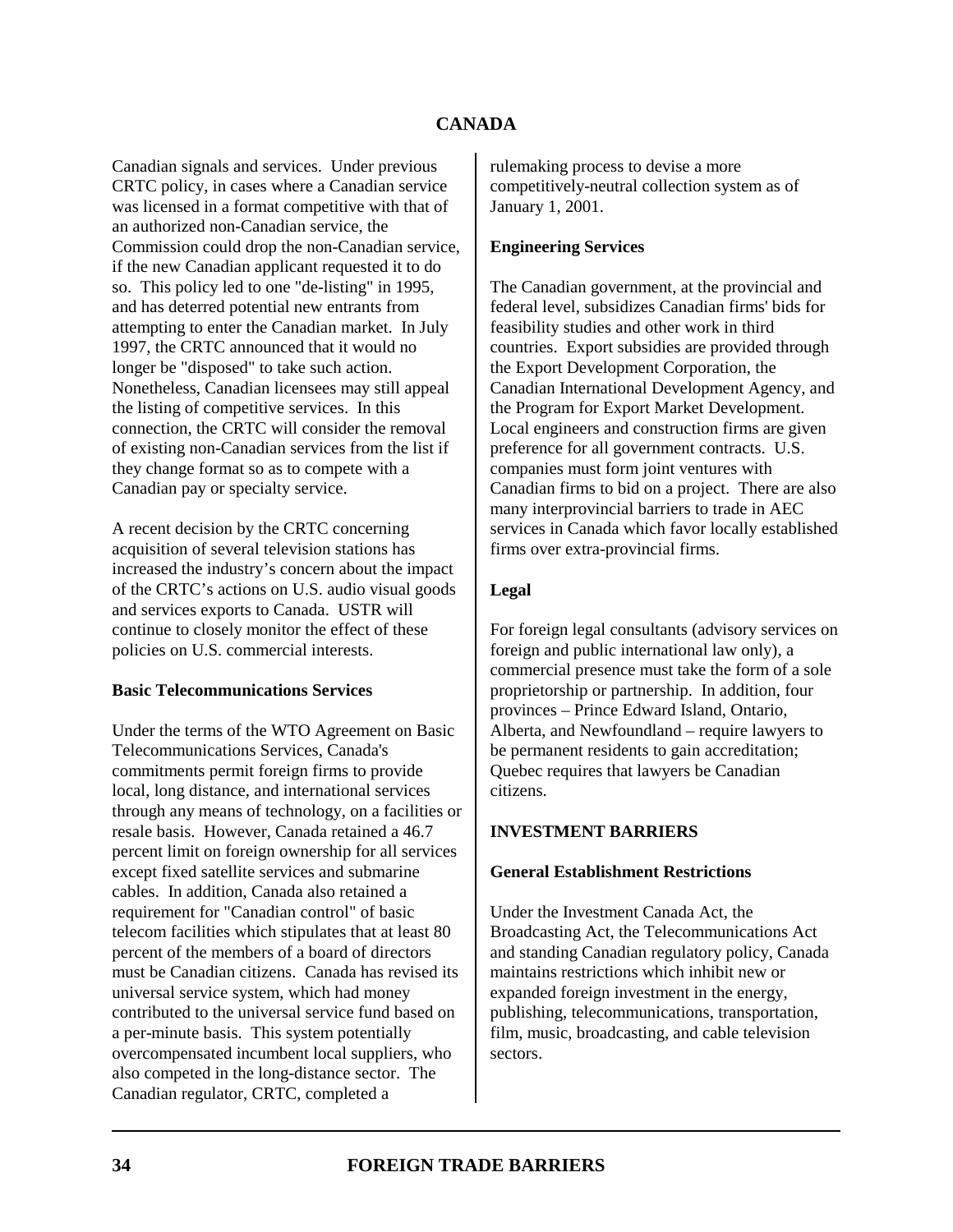Canadian signals and services. Under previous CRTC policy, in cases where a Canadian service was licensed in a format competitive with that of an authorized non-Canadian service, the Commission could drop the non-Canadian service, if the new Canadian applicant requested it to do so. This policy led to one "de-listing" in 1995, and has deterred potential new entrants from attempting to enter the Canadian market. In July 1997, the CRTC announced that it would no longer be "disposed" to take such action. Nonetheless, Canadian licensees may still appeal the listing of competitive services. In this connection, the CRTC will consider the removal of existing non-Canadian services from the list if they change format so as to compete with a Canadian pay or specialty service.

A recent decision by the CRTC concerning acquisition of several television stations has increased the industry's concern about the impact of the CRTC's actions on U.S. audio visual goods and services exports to Canada. USTR will continue to closely monitor the effect of these policies on U.S. commercial interests.

**Basic Telecommunications Services**

Under the terms of the WTO Agreement on Basic Telecommunications Services, Canada's commitments permit foreign firms to provide local, long distance, and international services through any means of technology, on a facilities or resale basis. However, Canada retained a 46.7 percent limit on foreign ownership for all services except fixed satellite services and submarine cables. In addition, Canada also retained a requirement for "Canadian control" of basic telecom facilities which stipulates that at least 80 percent of the members of a board of directors must be Canadian citizens. Canada has revised its universal service system, which had money contributed to the universal service fund based on a per-minute basis. This system potentially overcompensated incumbent local suppliers, who also competed in the long-distance sector. The Canadian regulator, CRTC, completed a rulemaking process to devise a more competitively-neutral collection system as of January 1, 2001.

**Engineering Services**

The Canadian government, at the provincial and federal level, subsidizes Canadian firms' bids for feasibility studies and other work in third countries. Export subsidies are provided through the Export Development Corporation, the Canadian International Development Agency, and the Program for Export Market Development. Local engineers and construction firms are given preference for all government contracts. U.S. companies must form joint ventures with Canadian firms to bid on a project. There are also many interprovincial barriers to trade in AEC services in Canada which favor locally established firms over extra-provincial firms.

**Legal**

For foreign legal consultants (advisory services on foreign and public international law only), a commercial presence must take the form of a sole proprietorship or partnership. In addition, four provinces – Prince Edward Island, Ontario, Alberta, and Newfoundland – require lawyers to be permanent residents to gain accreditation; Quebec requires that lawyers be Canadian citizens.

## INVESTMENT BARRIERS

**General Establishment Restrictions**

Under the Investment Canada Act, the Broadcasting Act, the Telecommunications Act and standing Canadian regulatory policy, Canada maintains restrictions which inhibit new or expanded foreign investment in the energy, publishing, telecommunications, transportation, film, music, broadcasting, and cable television sectors.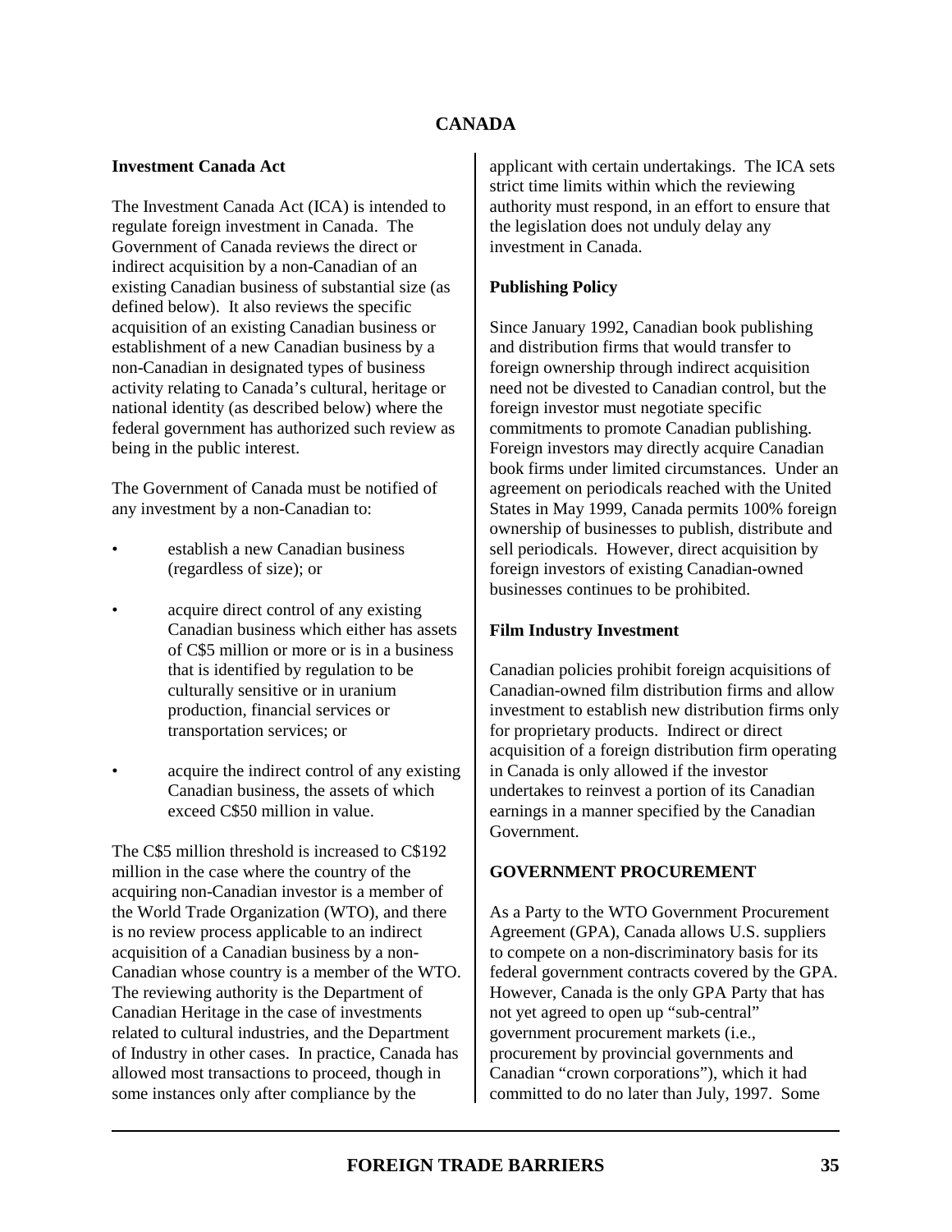## CANADA

### Investment Canada Act

The Investment Canada Act (ICA) is intended to regulate foreign investment in Canada. The Government of Canada reviews the direct or indirect acquisition by a non-Canadian of an existing Canadian business of substantial size (as defined below). It also reviews the specific acquisition of an existing Canadian business or establishment of a new Canadian business by a non-Canadian in designated types of business activity relating to Canada's cultural, heritage or national identity (as described below) where the federal government has authorized such review as being in the public interest.

The Government of Canada must be notified of any investment by a non-Canadian to:

- establish a new Canadian business (regardless of size); or
- acquire direct control of any existing Canadian business which either has assets of C$5 million or more or is in a business that is identified by regulation to be culturally sensitive or in uranium production, financial services or transportation services; or
- acquire the indirect control of any existing Canadian business, the assets of which exceed C$50 million in value.

The C$5 million threshold is increased to C$192 million in the case where the country of the acquiring non-Canadian investor is a member of the World Trade Organization (WTO), and there is no review process applicable to an indirect acquisition of a Canadian business by a non-Canadian whose country is a member of the WTO. The reviewing authority is the Department of Canadian Heritage in the case of investments related to cultural industries, and the Department of Industry in other cases. In practice, Canada has allowed most transactions to proceed, though in some instances only after compliance by the applicant with certain undertakings. The ICA sets strict time limits within which the reviewing authority must respond, in an effort to ensure that the legislation does not unduly delay any investment in Canada.

### Publishing Policy

Since January 1992, Canadian book publishing and distribution firms that would transfer to foreign ownership through indirect acquisition need not be divested to Canadian control, but the foreign investor must negotiate specific commitments to promote Canadian publishing. Foreign investors may directly acquire Canadian book firms under limited circumstances. Under an agreement on periodicals reached with the United States in May 1999, Canada permits 100% foreign ownership of businesses to publish, distribute and sell periodicals. However, direct acquisition by foreign investors of existing Canadian-owned businesses continues to be prohibited.

### Film Industry Investment

Canadian policies prohibit foreign acquisitions of Canadian-owned film distribution firms and allow investment to establish new distribution firms only for proprietary products. Indirect or direct acquisition of a foreign distribution firm operating in Canada is only allowed if the investor undertakes to reinvest a portion of its Canadian earnings in a manner specified by the Canadian Government.

## GOVERNMENT PROCUREMENT

As a Party to the WTO Government Procurement Agreement (GPA), Canada allows U.S. suppliers to compete on a non-discriminatory basis for its federal government contracts covered by the GPA. However, Canada is the only GPA Party that has not yet agreed to open up "sub-central" government procurement markets (i.e., procurement by provincial governments and Canadian "crown corporations"), which it had committed to do no later than July, 1997. Some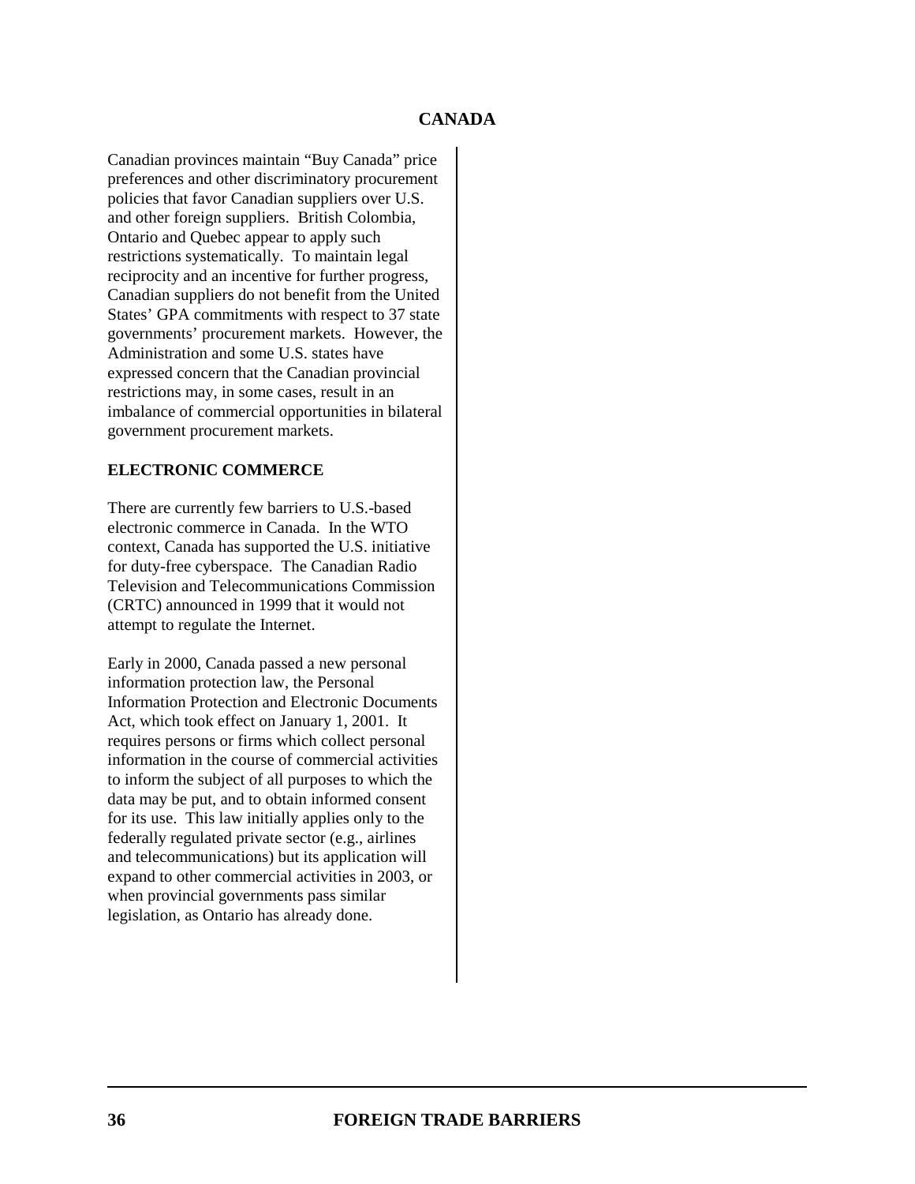Canadian provinces maintain "Buy Canada" price preferences and other discriminatory procurement policies that favor Canadian suppliers over U.S. and other foreign suppliers. British Colombia, Ontario and Quebec appear to apply such restrictions systematically. To maintain legal reciprocity and an incentive for further progress, Canadian suppliers do not benefit from the United States' GPA commitments with respect to 37 state governments' procurement markets. However, the Administration and some U.S. states have expressed concern that the Canadian provincial restrictions may, in some cases, result in an imbalance of commercial opportunities in bilateral government procurement markets.

## ELECTRONIC COMMERCE

There are currently few barriers to U.S.-based electronic commerce in Canada. In the WTO context, Canada has supported the U.S. initiative for duty-free cyberspace. The Canadian Radio Television and Telecommunications Commission (CRTC) announced in 1999 that it would not attempt to regulate the Internet.

Early in 2000, Canada passed a new personal information protection law, the Personal Information Protection and Electronic Documents Act, which took effect on January 1, 2001. It requires persons or firms which collect personal information in the course of commercial activities to inform the subject of all purposes to which the data may be put, and to obtain informed consent for its use. This law initially applies only to the federally regulated private sector (e.g., airlines and telecommunications) but its application will expand to other commercial activities in 2003, or when provincial governments pass similar legislation, as Ontario has already done.